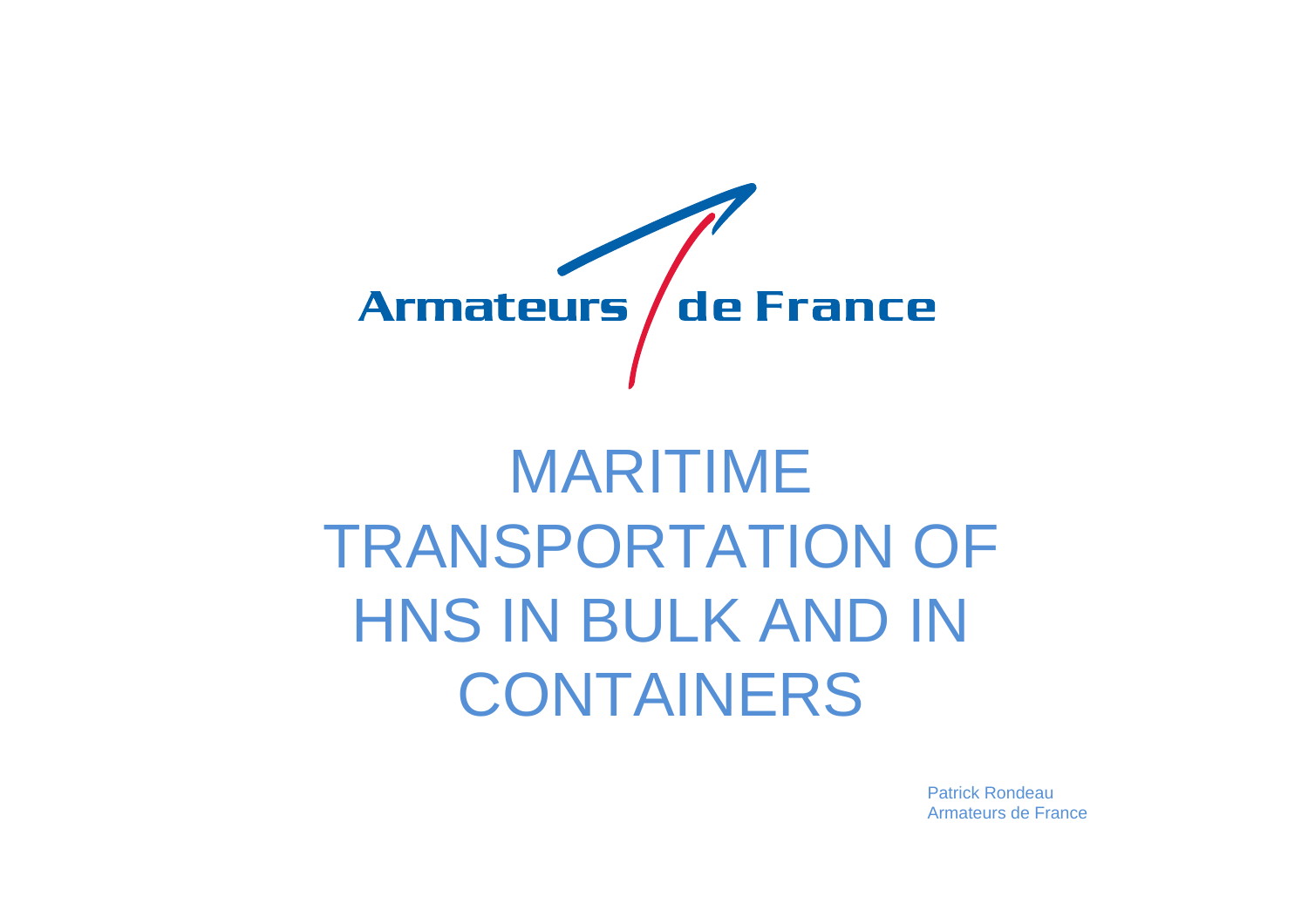Armateurs de France

# MARITIME TRANSPORTATION OF HNS IN BULK AND IN CONTAINERS

Patrick Rondeau
Armateurs de France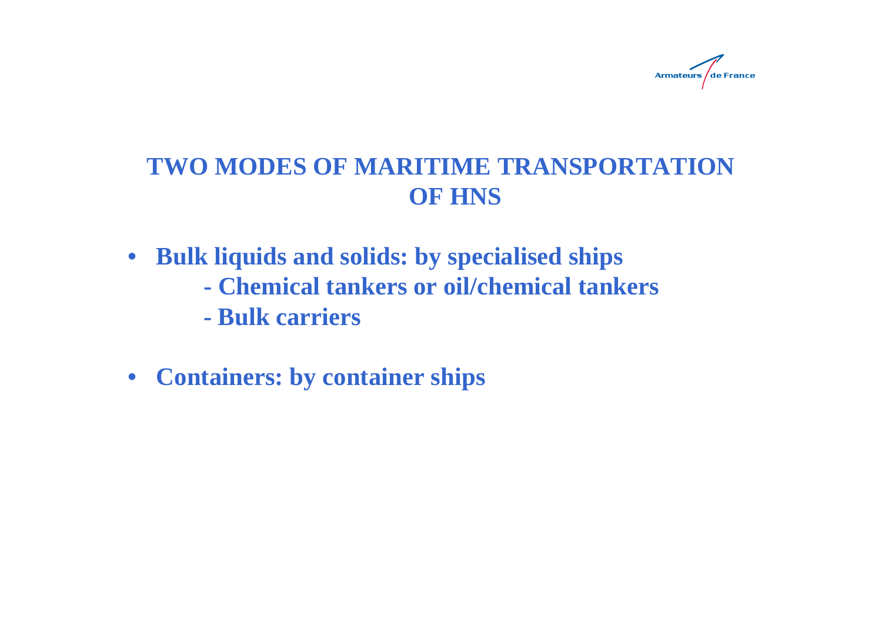# TWO MODES OF MARITIME TRANSPORTATION OF HNS

- **Bulk liquids and solids: by specialised ships**
  - **Chemical tankers or oil/chemical tankers**
  - **Bulk carriers**

- **Containers: by container ships**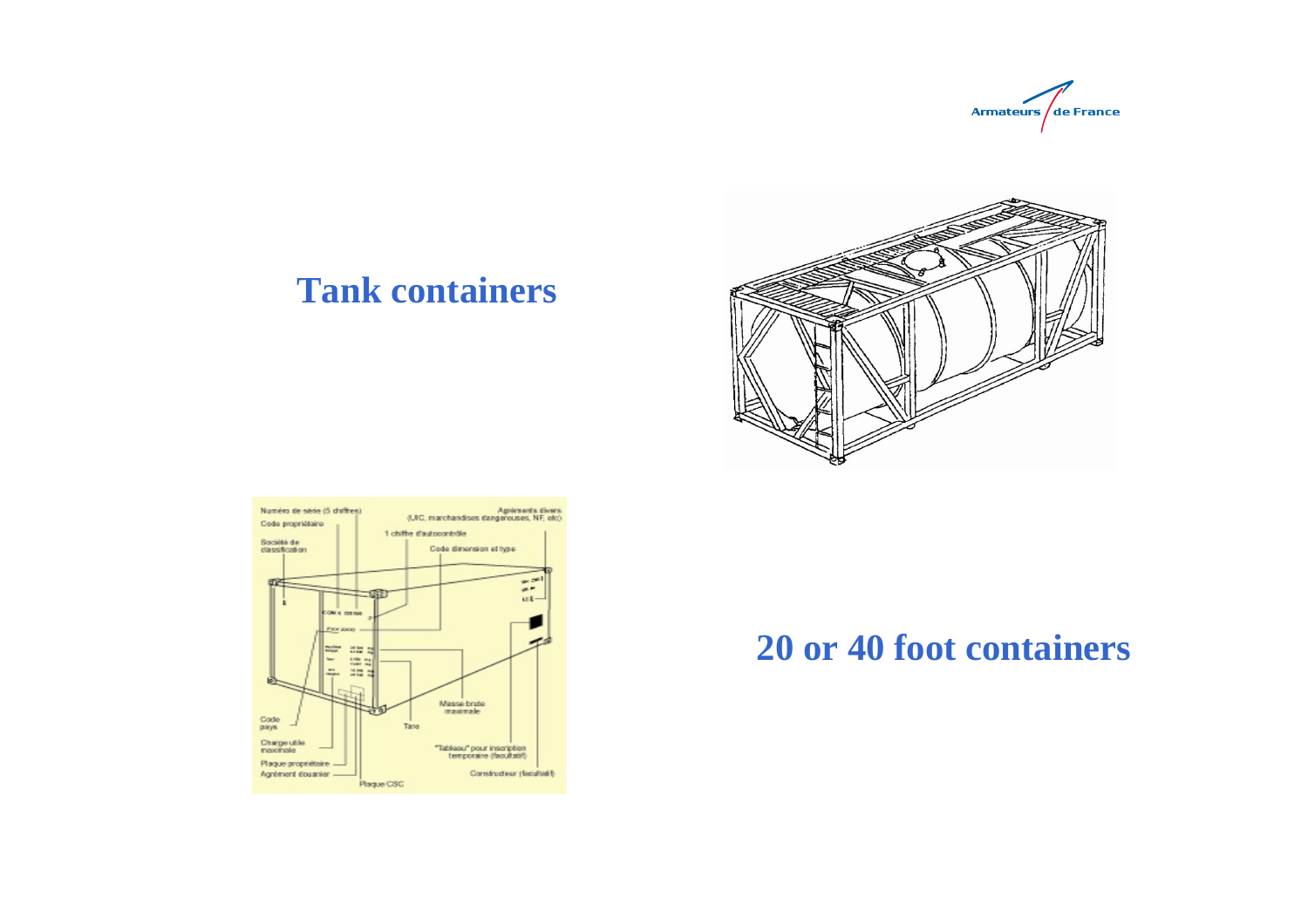## Tank containers

## 20 or 40 foot containers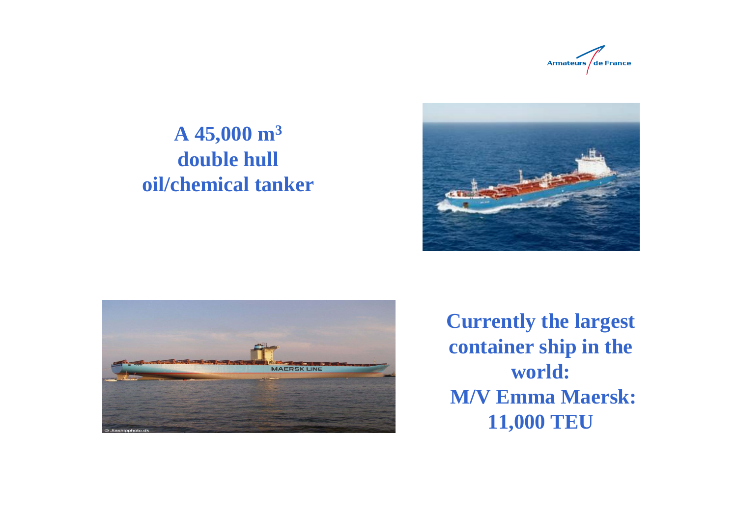**A 45,000 $m^3$ double hull oil/chemical tanker**

**Currently the largest container ship in the world: M/V Emma Maersk: 11,000 TEU**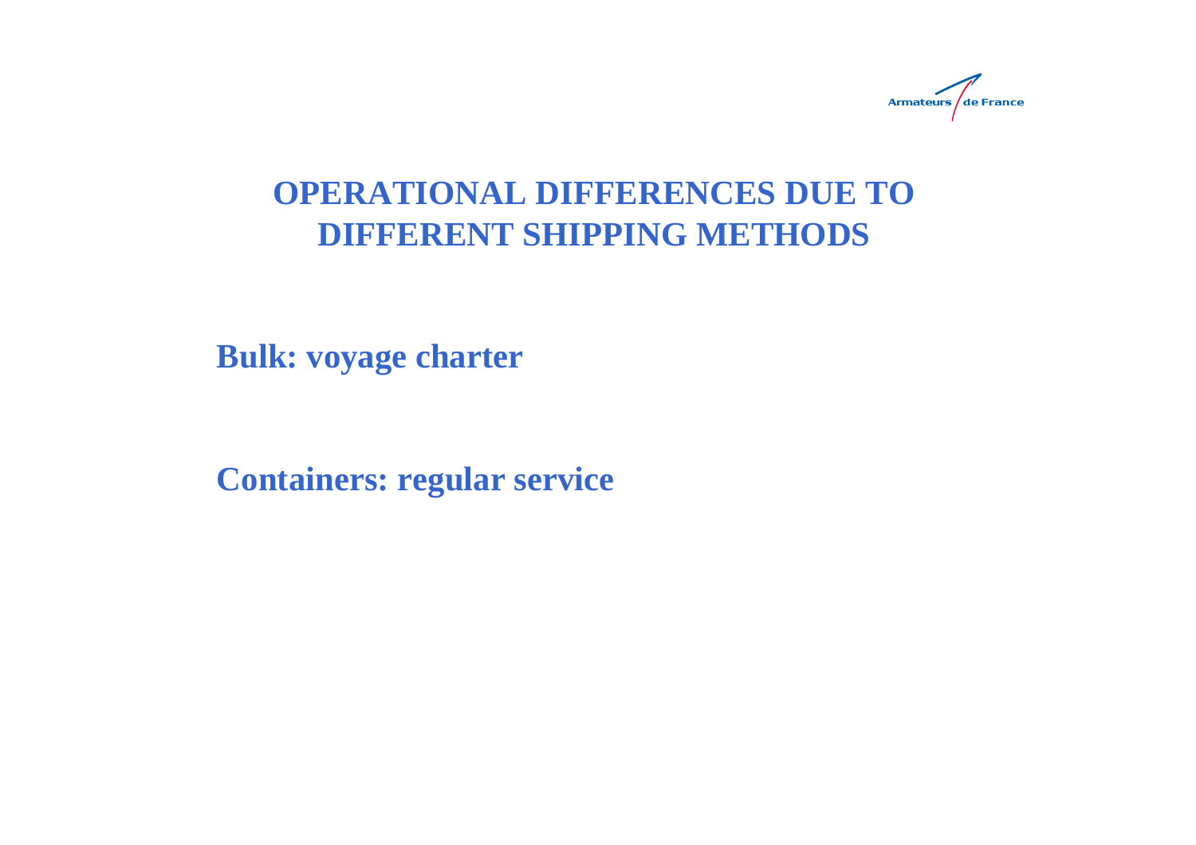# OPERATIONAL DIFFERENCES DUE TO DIFFERENT SHIPPING METHODS

**Bulk: voyage charter**

**Containers: regular service**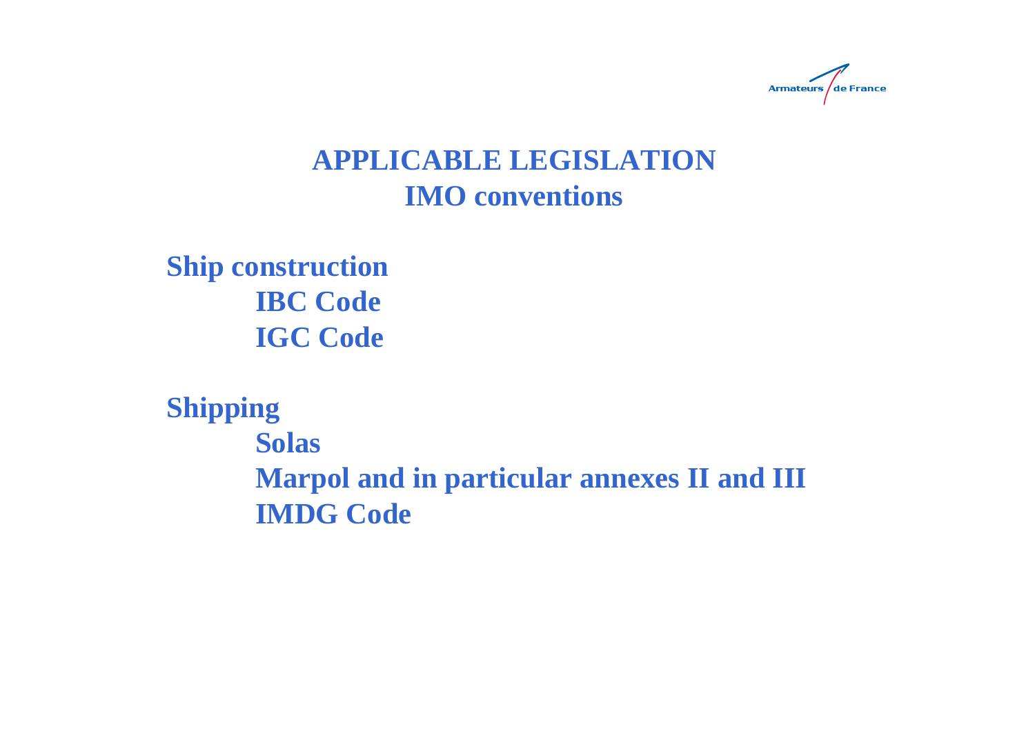# APPLICABLE LEGISLATION
## IMO conventions

**Ship construction**

- **IBC Code**
- **IGC Code**

**Shipping**

- **Solas**
- **Marpol and in particular annexes II and III**
- **IMDG Code**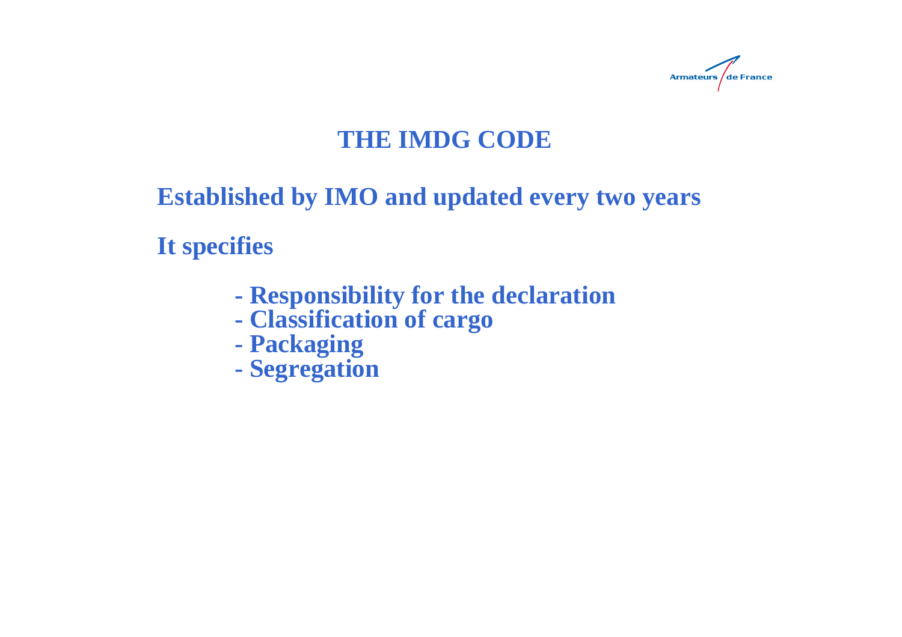# THE IMDG CODE

**Established by IMO and updated every two years**

**It specifies**

- **Responsibility for the declaration**
- **Classification of cargo**
- **Packaging**
- **Segregation**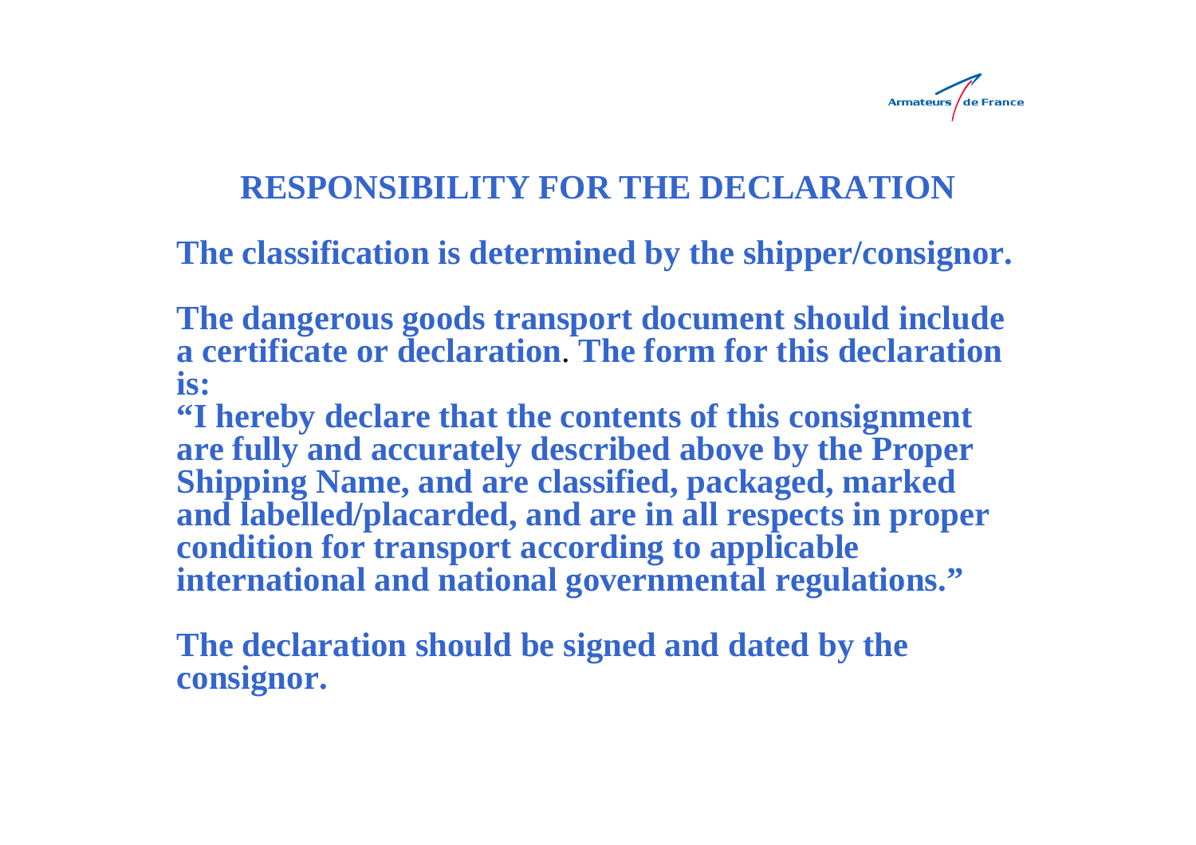# RESPONSIBILITY FOR THE DECLARATION

**The classification is determined by the shipper/consignor.**

**The dangerous goods transport document should include a certificate or declaration. The form for this declaration is:**

**"I hereby declare that the contents of this consignment are fully and accurately described above by the Proper Shipping Name, and are classified, packaged, marked and labelled/placarded, and are in all respects in proper condition for transport according to applicable international and national governmental regulations."**

**The declaration should be signed and dated by the consignor.**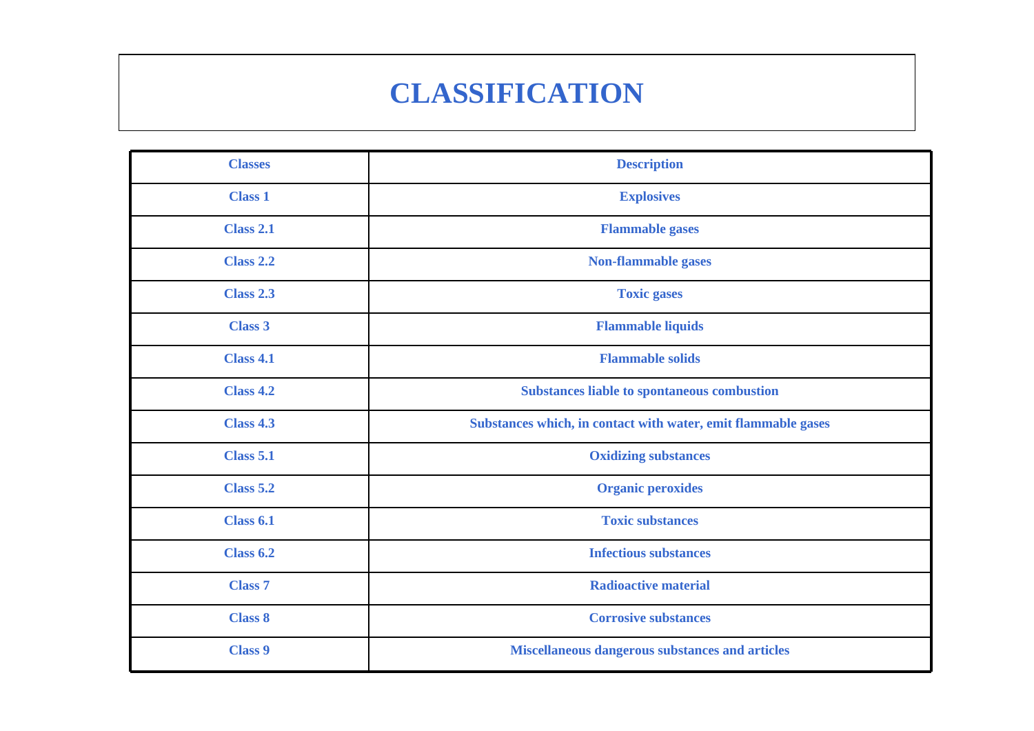# CLASSIFICATION

| Classes | Description |
| --- | --- |
| Class 1 | Explosives |
| Class 2.1 | Flammable gases |
| Class 2.2 | Non-flammable gases |
| Class 2.3 | Toxic gases |
| Class 3 | Flammable liquids |
| Class 4.1 | Flammable solids |
| Class 4.2 | Substances liable to spontaneous combustion |
| Class 4.3 | Substances which, in contact with water, emit flammable gases |
| Class 5.1 | Oxidizing substances |
| Class 5.2 | Organic peroxides |
| Class 6.1 | Toxic substances |
| Class 6.2 | Infectious substances |
| Class 7 | Radioactive material |
| Class 8 | Corrosive substances |
| Class 9 | Miscellaneous dangerous substances and articles |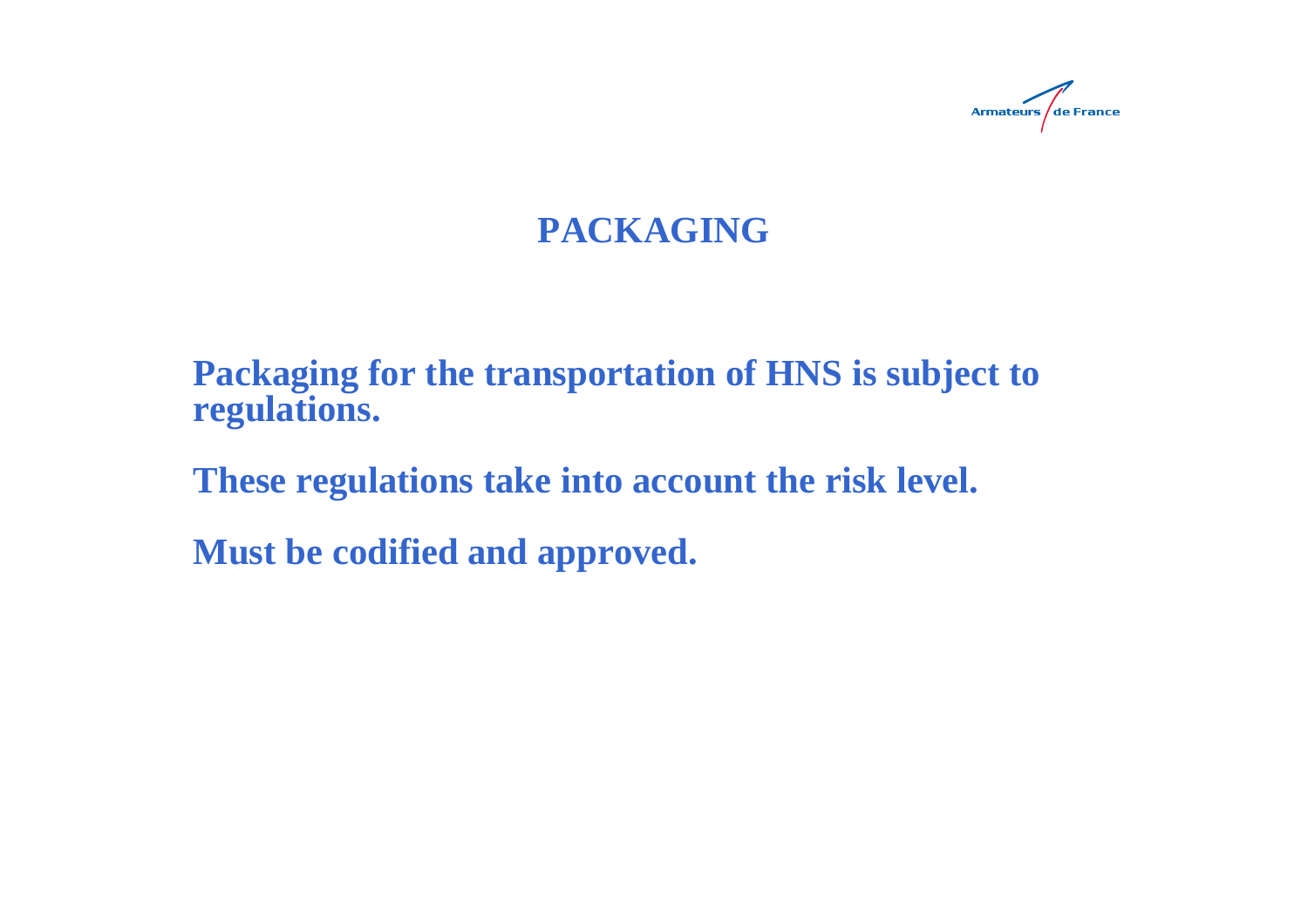# PACKAGING

**Packaging for the transportation of HNS is subject to regulations.**

**These regulations take into account the risk level.**

**Must be codified and approved.**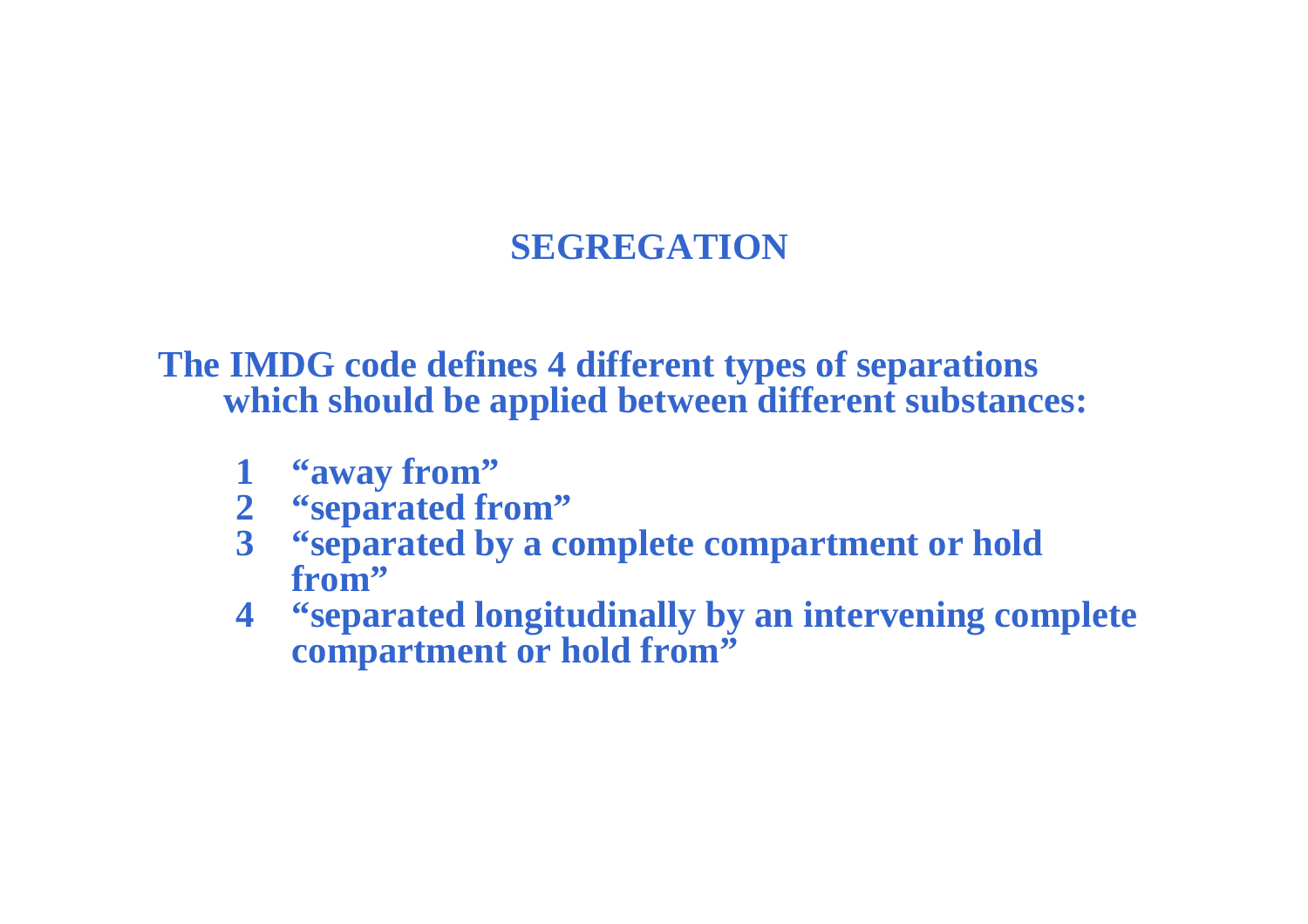# SEGREGATION

**The IMDG code defines 4 different types of separations which should be applied between different substances:**

1. **"away from"**
2. **"separated from"**
3. **"separated by a complete compartment or hold from"**
4. **"separated longitudinally by an intervening complete compartment or hold from"**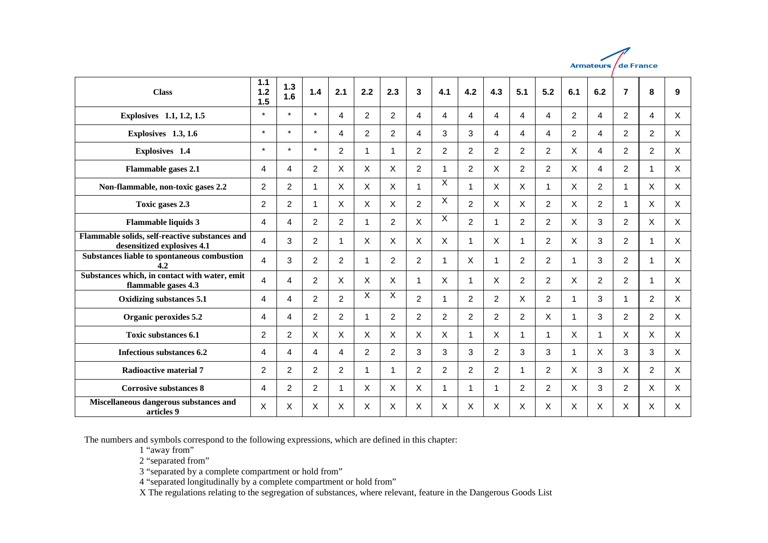| Class | 1.1 1.2 1.5 | 1.3 1.6 | 1.4 | 2.1 | 2.2 | 2.3 | 3 | 4.1 | 4.2 | 4.3 | 5.1 | 5.2 | 6.1 | 6.2 | 7 | 8 | 9 |
|---|---|---|---|---|---|---|---|---|---|---|---|---|---|---|---|---|---|
| **Explosives 1.1, 1.2, 1.5** | * | * | * | 4 | 2 | 2 | 4 | 4 | 4 | 4 | 4 | 4 | 2 | 4 | 2 | 4 | X |
| **Explosives 1.3, 1.6** | * | * | * | 4 | 2 | 2 | 4 | 3 | 3 | 4 | 4 | 4 | 2 | 4 | 2 | 2 | X |
| **Explosives 1.4** | * | * | * | 2 | 1 | 1 | 2 | 2 | 2 | 2 | 2 | 2 | X | 4 | 2 | 2 | X |
| **Flammable gases 2.1** | 4 | 4 | 2 | X | X | X | 2 | 1 | 2 | X | 2 | 2 | X | 4 | 2 | 1 | X |
| **Non-flammable, non-toxic gases 2.2** | 2 | 2 | 1 | X | X | X | 1 | X | 1 | X | X | 1 | X | 2 | 1 | X | X |
| **Toxic gases 2.3** | 2 | 2 | 1 | X | X | X | 2 | X | 2 | X | X | 2 | X | 2 | 1 | X | X |
| **Flammable liquids 3** | 4 | 4 | 2 | 2 | 1 | 2 | X | X | 2 | 1 | 2 | 2 | X | 3 | 2 | X | X |
| **Flammable solids, self-reactive substances and desensitized explosives 4.1** | 4 | 3 | 2 | 1 | X | X | X | X | 1 | X | 1 | 2 | X | 3 | 2 | 1 | X |
| **Substances liable to spontaneous combustion 4.2** | 4 | 3 | 2 | 2 | 1 | 2 | 2 | 1 | X | 1 | 2 | 2 | 1 | 3 | 2 | 1 | X |
| **Substances which, in contact with water, emit flammable gases 4.3** | 4 | 4 | 2 | X | X | X | 1 | X | 1 | X | 2 | 2 | X | 2 | 2 | 1 | X |
| **Oxidizing substances 5.1** | 4 | 4 | 2 | 2 | X | X | 2 | 1 | 2 | 2 | X | 2 | 1 | 3 | 1 | 2 | X |
| **Organic peroxides 5.2** | 4 | 4 | 2 | 2 | 1 | 2 | 2 | 2 | 2 | 2 | 2 | X | 1 | 3 | 2 | 2 | X |
| **Toxic substances 6.1** | 2 | 2 | X | X | X | X | X | X | 1 | X | 1 | 1 | X | 1 | X | X | X |
| **Infectious substances 6.2** | 4 | 4 | 4 | 4 | 2 | 2 | 3 | 3 | 3 | 2 | 3 | 3 | 1 | X | 3 | 3 | X |
| **Radioactive material 7** | 2 | 2 | 2 | 2 | 1 | 1 | 2 | 2 | 2 | 2 | 1 | 2 | X | 3 | X | 2 | X |
| **Corrosive substances 8** | 4 | 2 | 2 | 1 | X | X | X | 1 | 1 | 1 | 2 | 2 | X | 3 | 2 | X | X |
| **Miscellaneous dangerous substances and articles 9** | X | X | X | X | X | X | X | X | X | X | X | X | X | X | X | X | X |

The numbers and symbols correspond to the following expressions, which are defined in this chapter:

1 "away from"

2 "separated from"

3 "separated by a complete compartment or hold from"

4 "separated longitudinally by a complete compartment or hold from"

X The regulations relating to the segregation of substances, where relevant, feature in the Dangerous Goods List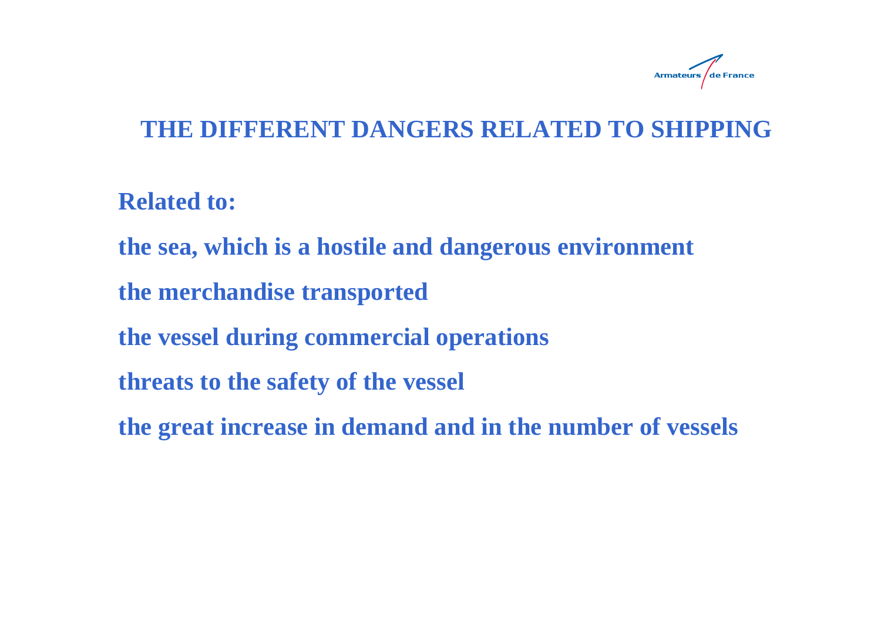# THE DIFFERENT DANGERS RELATED TO SHIPPING

**Related to:**

**the sea, which is a hostile and dangerous environment**

**the merchandise transported**

**the vessel during commercial operations**

**threats to the safety of the vessel**

**the great increase in demand and in the number of vessels**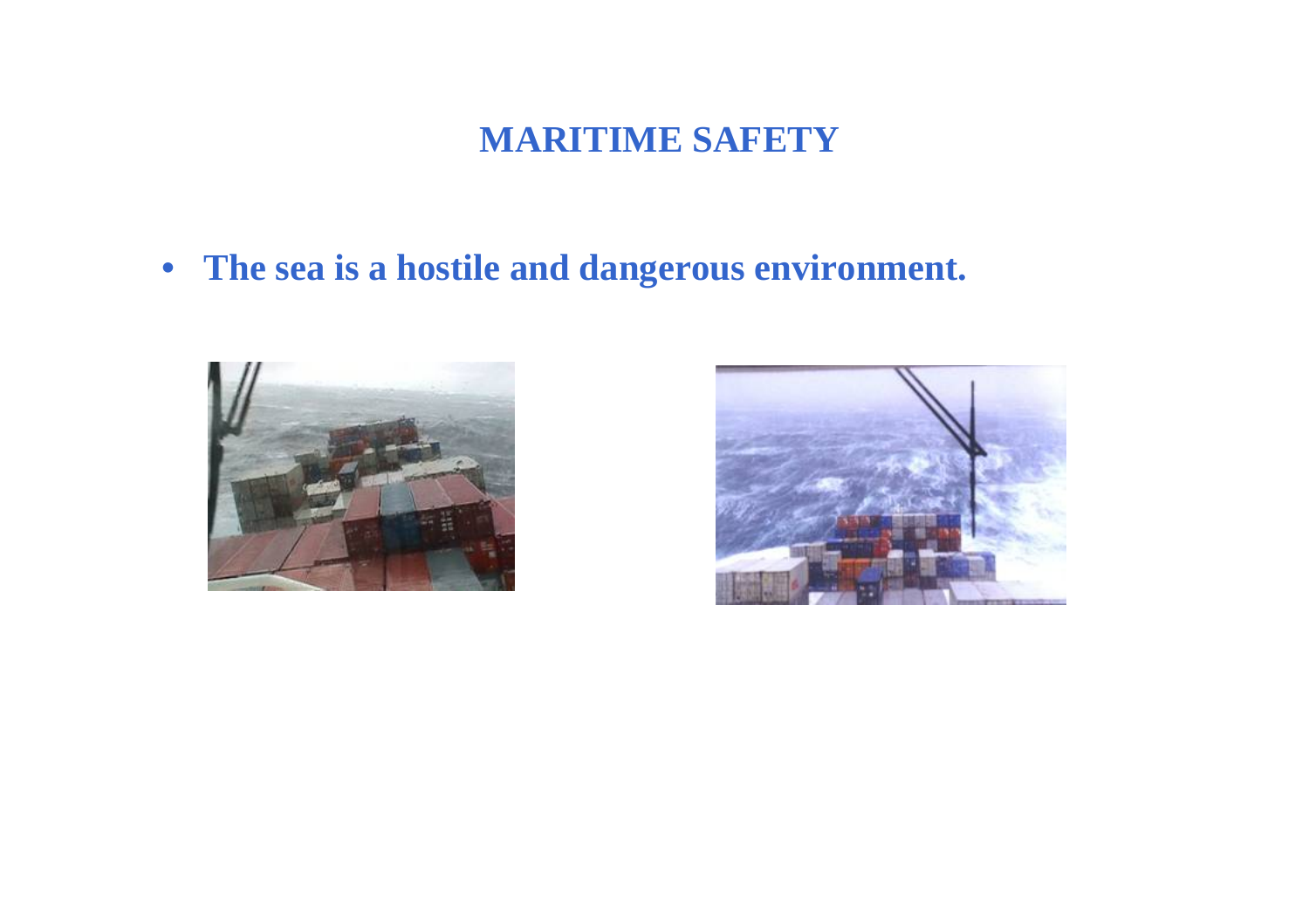# MARITIME SAFETY

- **The sea is a hostile and dangerous environment.**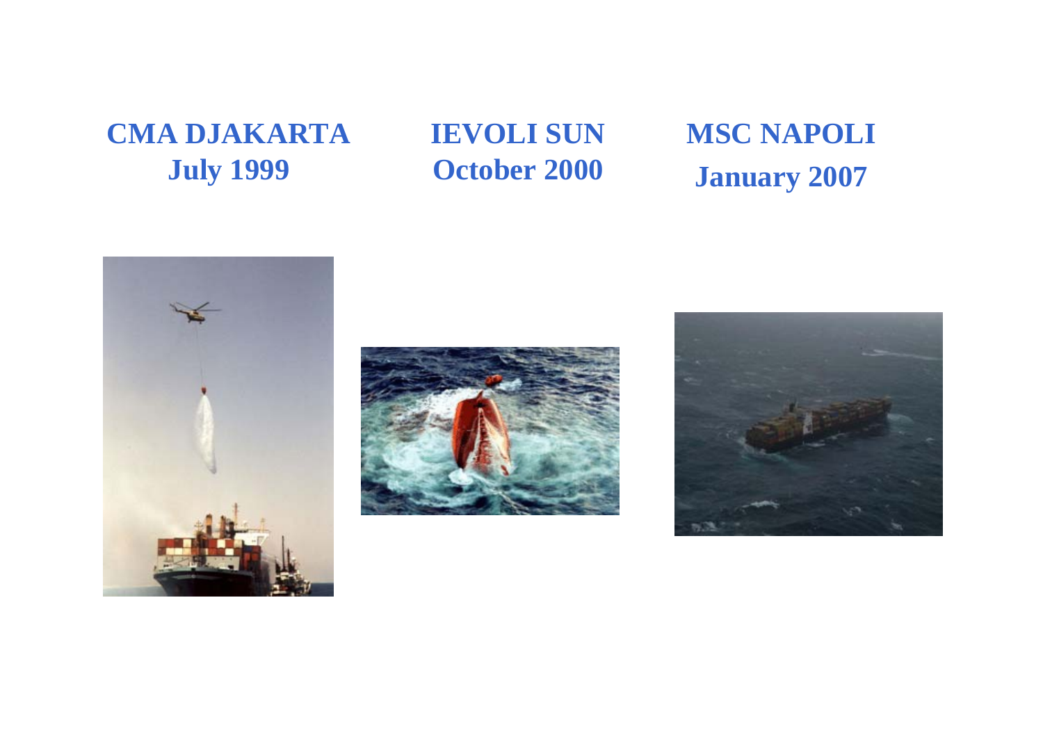**CMA DJAKARTA**
**July 1999**

**IEVOLI SUN**
**October 2000**

**MSC NAPOLI**
**January 2007**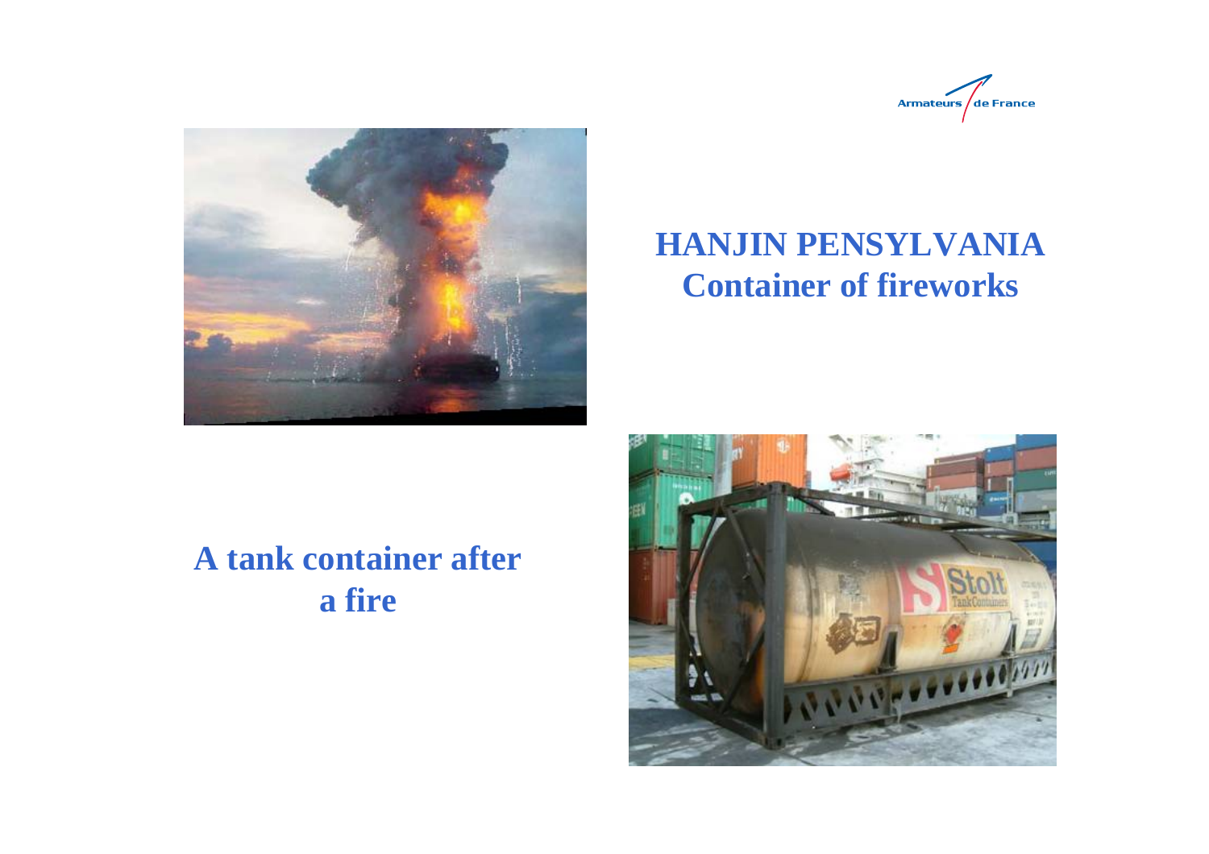## HANJIN PENSYLVANIA
## Container of fireworks

## A tank container after a fire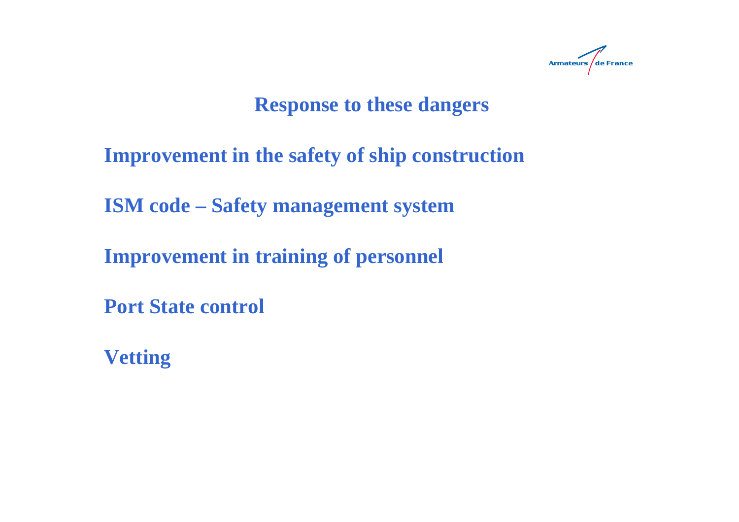# Response to these dangers

**Improvement in the safety of ship construction**

**ISM code – Safety management system**

**Improvement in training of personnel**

**Port State control**

**Vetting**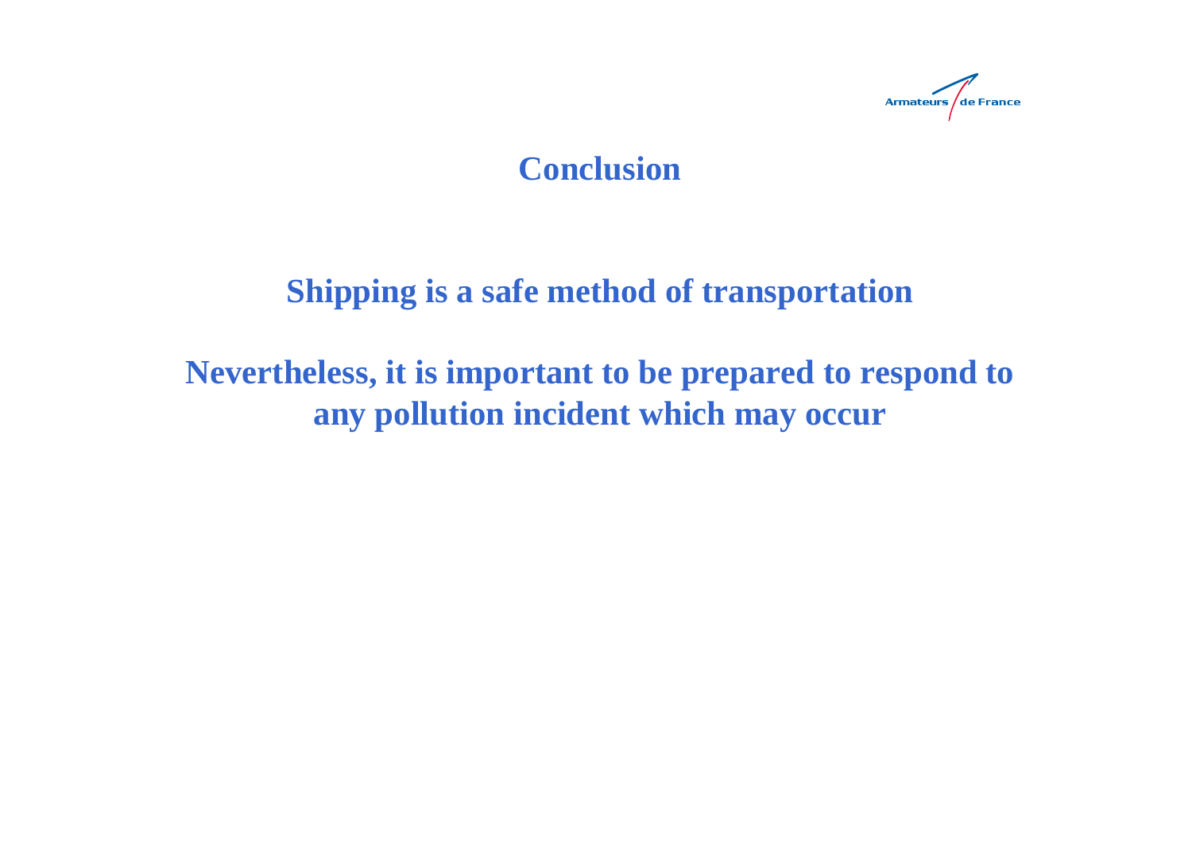# Conclusion

**Shipping is a safe method of transportation**

**Nevertheless, it is important to be prepared to respond to any pollution incident which may occur**